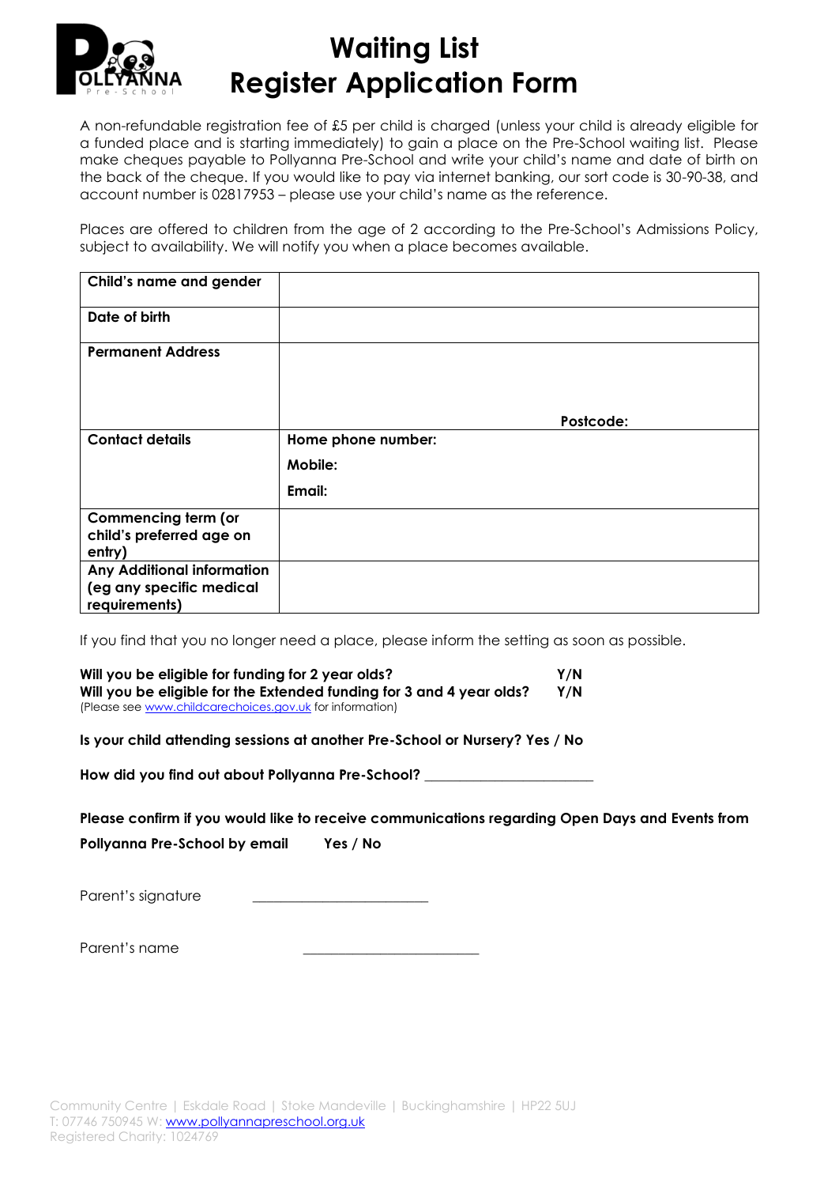# Waiting List Register Application Form

A non-refundable registration fee of £5 per child is charged (unless your child is already eligible for a funded place and is starting immediately) to gain a place on the Pre-School waiting list. Please make cheques payable to Pollyanna Pre-School and write your child's name and date of birth on the back of the cheque. If you would like to pay via internet banking, our sort code is 30-90-38, and account number is 02817953 – please use your child's name as the reference.

Places are offered to children from the age of 2 according to the Pre-School's Admissions Policy, subject to availability. We will notify you when a place becomes available.

| | |
|---|---|
| **Child's name and gender** | |
| **Date of birth** | |
| **Permanent Address** | **Postcode:** |
| **Contact details** | **Home phone number:**<br>**Mobile:**<br>**Email:** |
| **Commencing term (or child's preferred age on entry)** | |
| **Any Additional information (eg any specific medical requirements)** | |

If you find that you no longer need a place, please inform the setting as soon as possible.

**Will you be eligible for funding for 2 year olds?** **Y/N**
**Will you be eligible for the Extended funding for 3 and 4 year olds?** **Y/N**
(Please see www.childcarechoices.gov.uk for information)

**Is your child attending sessions at another Pre-School or Nursery? Yes / No**

**How did you find out about Pollyanna Pre-School?** ______________________

**Please confirm if you would like to receive communications regarding Open Days and Events from Pollyanna Pre-School by email** **Yes / No**

Parent's signature ______________________

Parent's name ______________________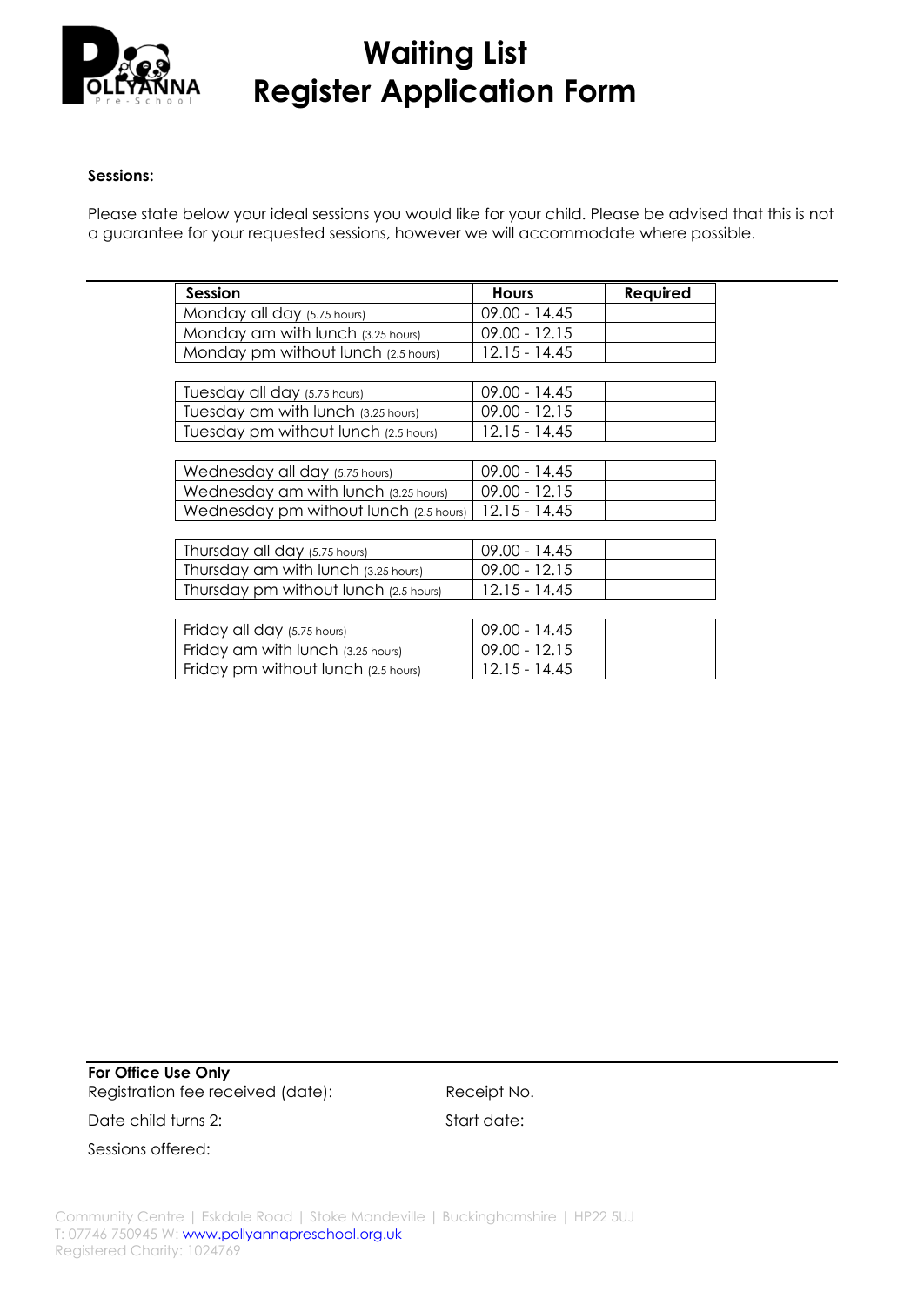# Waiting List
# Register Application Form

**Sessions:**

Please state below your ideal sessions you would like for your child. Please be advised that this is not a guarantee for your requested sessions, however we will accommodate where possible.

| Session | Hours | Required |
|---|---|---|
| Monday all day (5.75 hours) | 09.00 - 14.45 | |
| Monday am with lunch (3.25 hours) | 09.00 - 12.15 | |
| Monday pm without lunch (2.5 hours) | 12.15 - 14.45 | |
| Tuesday all day (5.75 hours) | 09.00 - 14.45 | |
| Tuesday am with lunch (3.25 hours) | 09.00 - 12.15 | |
| Tuesday pm without lunch (2.5 hours) | 12.15 - 14.45 | |
| Wednesday all day (5.75 hours) | 09.00 - 14.45 | |
| Wednesday am with lunch (3.25 hours) | 09.00 - 12.15 | |
| Wednesday pm without lunch (2.5 hours) | 12.15 - 14.45 | |
| Thursday all day (5.75 hours) | 09.00 - 14.45 | |
| Thursday am with lunch (3.25 hours) | 09.00 - 12.15 | |
| Thursday pm without lunch (2.5 hours) | 12.15 - 14.45 | |
| Friday all day (5.75 hours) | 09.00 - 14.45 | |
| Friday am with lunch (3.25 hours) | 09.00 - 12.15 | |
| Friday pm without lunch (2.5 hours) | 12.15 - 14.45 | |

**For Office Use Only**

Registration fee received (date):

Receipt No.

Date child turns 2:

Start date:

Sessions offered:

Community Centre | Eskdale Road | Stoke Mandeville | Buckinghamshire | HP22 5UJ
T: 07746 750945 W: www.pollyannapreschool.org.uk
Registered Charity: 1024769